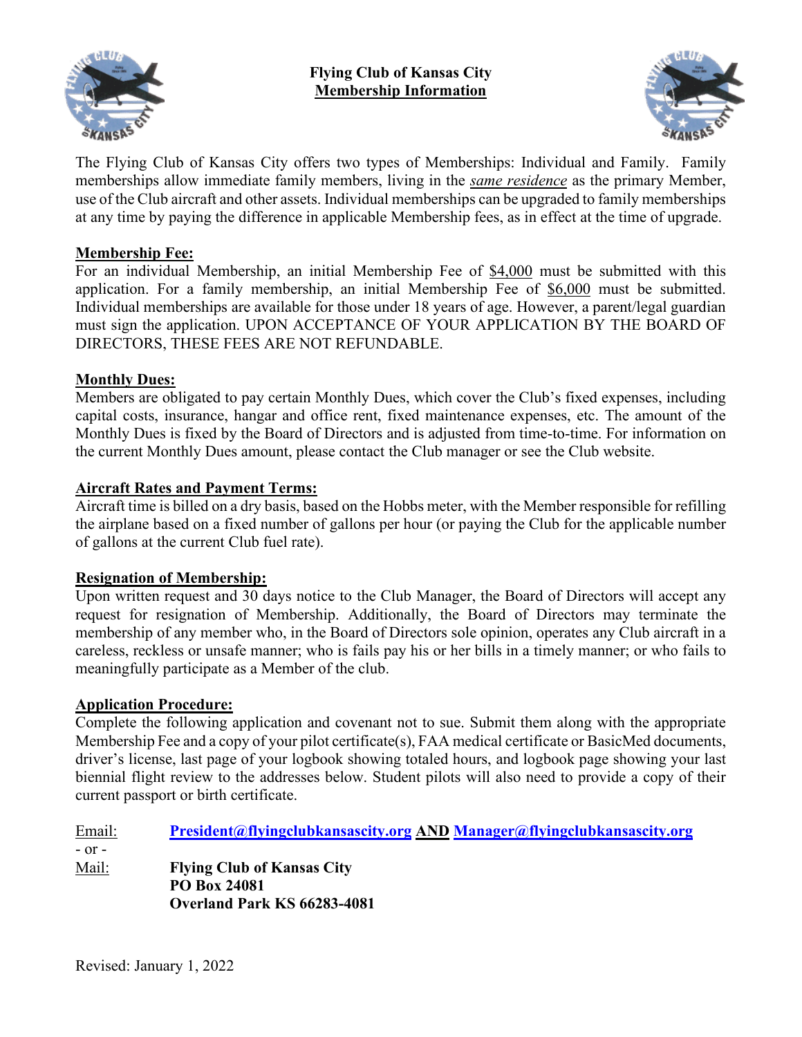# Flying Club of Kansas City
## Membership Information

The Flying Club of Kansas City offers two types of Memberships: Individual and Family. Family memberships allow immediate family members, living in the *same residence* as the primary Member, use of the Club aircraft and other assets. Individual memberships can be upgraded to family memberships at any time by paying the difference in applicable Membership fees, as in effect at the time of upgrade.

### Membership Fee:

For an individual Membership, an initial Membership Fee of $4,000 must be submitted with this application. For a family membership, an initial Membership Fee of $6,000 must be submitted. Individual memberships are available for those under 18 years of age. However, a parent/legal guardian must sign the application. UPON ACCEPTANCE OF YOUR APPLICATION BY THE BOARD OF DIRECTORS, THESE FEES ARE NOT REFUNDABLE.

### Monthly Dues:

Members are obligated to pay certain Monthly Dues, which cover the Club's fixed expenses, including capital costs, insurance, hangar and office rent, fixed maintenance expenses, etc. The amount of the Monthly Dues is fixed by the Board of Directors and is adjusted from time-to-time. For information on the current Monthly Dues amount, please contact the Club manager or see the Club website.

### Aircraft Rates and Payment Terms:

Aircraft time is billed on a dry basis, based on the Hobbs meter, with the Member responsible for refilling the airplane based on a fixed number of gallons per hour (or paying the Club for the applicable number of gallons at the current Club fuel rate).

### Resignation of Membership:

Upon written request and 30 days notice to the Club Manager, the Board of Directors will accept any request for resignation of Membership. Additionally, the Board of Directors may terminate the membership of any member who, in the Board of Directors sole opinion, operates any Club aircraft in a careless, reckless or unsafe manner; who is fails pay his or her bills in a timely manner; or who fails to meaningfully participate as a Member of the club.

### Application Procedure:

Complete the following application and covenant not to sue. Submit them along with the appropriate Membership Fee and a copy of your pilot certificate(s), FAA medical certificate or BasicMed documents, driver's license, last page of your logbook showing totaled hours, and logbook page showing your last biennial flight review to the addresses below. Student pilots will also need to provide a copy of their current passport or birth certificate.

Email: **President@flyingclubkansascity.org AND Manager@flyingclubkansascity.org**

\- or -

Mail: **Flying Club of Kansas City**
**PO Box 24081**
**Overland Park KS 66283-4081**

Revised: January 1, 2022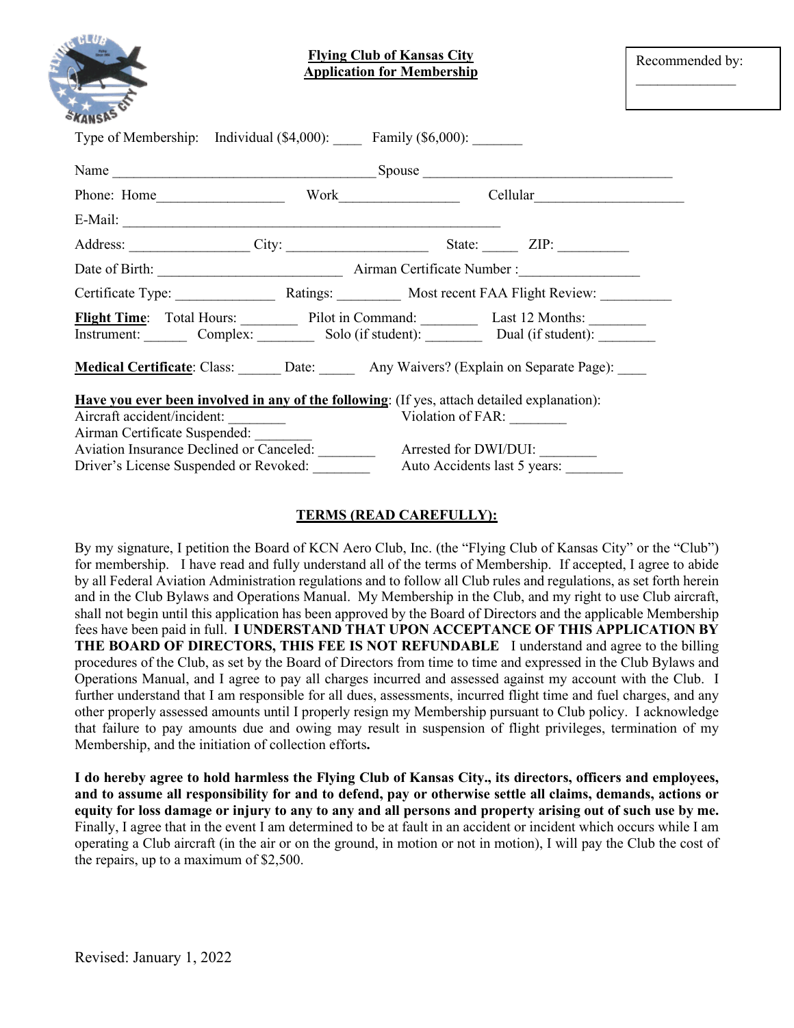**Flying Club of Kansas City**
**Application for Membership**

Recommended by: ______________

Type of Membership: Individual ($4,000): ____ Family ($6,000): _______

Name ___________________________________ Spouse ___________________________________

Phone: Home_________________ Work________________ Cellular____________________

E-Mail: ____________________________________________________

Address: ________________ City: ___________________ State: _____ ZIP: __________

Date of Birth: _________________________ Airman Certificate Number :________________

Certificate Type: ______________ Ratings: _________ Most recent FAA Flight Review: __________

**Flight Time**: Total Hours: ________ Pilot in Command: ________ Last 12 Months: ________
Instrument: ______ Complex: ________ Solo (if student): ________ Dual (if student): ________

**Medical Certificate**: Class: ______ Date: _____ Any Waivers? (Explain on Separate Page): ____

**Have you ever been involved in any of the following**: (If yes, attach detailed explanation):

Aircraft accident/incident: ________ Violation of FAR: ________
Airman Certificate Suspended: ________
Aviation Insurance Declined or Canceled: ________ Arrested for DWI/DUI: ________
Driver's License Suspended or Revoked: ________ Auto Accidents last 5 years: ________

## TERMS (READ CAREFULLY):

By my signature, I petition the Board of KCN Aero Club, Inc. (the "Flying Club of Kansas City" or the "Club") for membership. I have read and fully understand all of the terms of Membership. If accepted, I agree to abide by all Federal Aviation Administration regulations and to follow all Club rules and regulations, as set forth herein and in the Club Bylaws and Operations Manual. My Membership in the Club, and my right to use Club aircraft, shall not begin until this application has been approved by the Board of Directors and the applicable Membership fees have been paid in full. **I UNDERSTAND THAT UPON ACCEPTANCE OF THIS APPLICATION BY THE BOARD OF DIRECTORS, THIS FEE IS NOT REFUNDABLE** I understand and agree to the billing procedures of the Club, as set by the Board of Directors from time to time and expressed in the Club Bylaws and Operations Manual, and I agree to pay all charges incurred and assessed against my account with the Club. I further understand that I am responsible for all dues, assessments, incurred flight time and fuel charges, and any other properly assessed amounts until I properly resign my Membership pursuant to Club policy. I acknowledge that failure to pay amounts due and owing may result in suspension of flight privileges, termination of my Membership, and the initiation of collection efforts**.**

**I do hereby agree to hold harmless the Flying Club of Kansas City., its directors, officers and employees, and to assume all responsibility for and to defend, pay or otherwise settle all claims, demands, actions or equity for loss damage or injury to any to any and all persons and property arising out of such use by me.** Finally, I agree that in the event I am determined to be at fault in an accident or incident which occurs while I am operating a Club aircraft (in the air or on the ground, in motion or not in motion), I will pay the Club the cost of the repairs, up to a maximum of $2,500.

Revised: January 1, 2022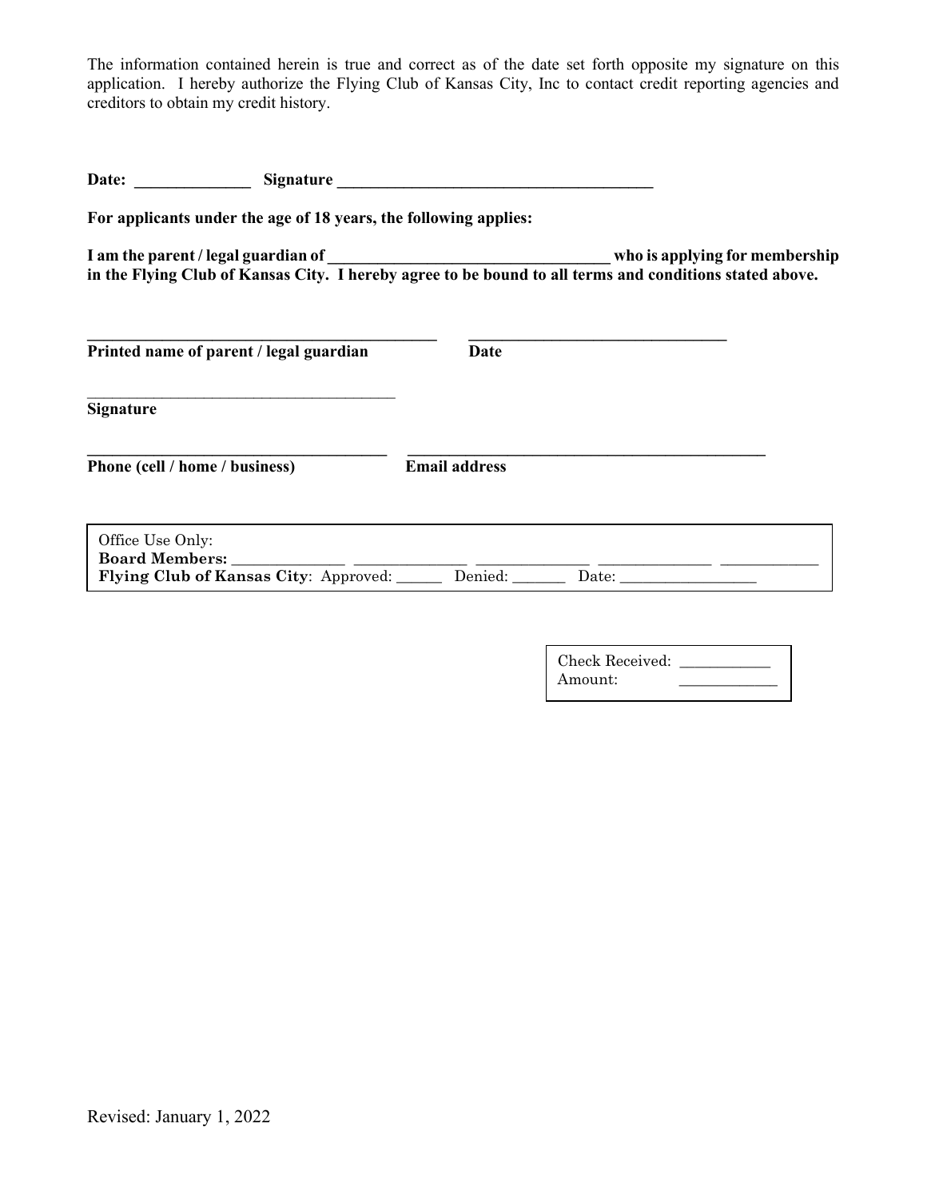The information contained herein is true and correct as of the date set forth opposite my signature on this application. I hereby authorize the Flying Club of Kansas City, Inc to contact credit reporting agencies and creditors to obtain my credit history.

**Date:** ______________ **Signature** _______________________________________

**For applicants under the age of 18 years, the following applies:**

**I am the parent / legal guardian of ___________________________________ who is applying for membership in the Flying Club of Kansas City. I hereby agree to be bound to all terms and conditions stated above.**

_____________________________________________ _________________________________

**Printed name of parent / legal guardian** **Date**

_______________________________________

**Signature**

______________________________________ ______________________________________________

**Phone (cell / home / business)** **Email address**

Office Use Only:
**Board Members:** ______________ ______________ ______________ ______________ ____________
**Flying Club of Kansas City**: Approved: ______ Denied: _______ Date: _________________

Check Received: ___________
Amount: ____________

Revised: January 1, 2022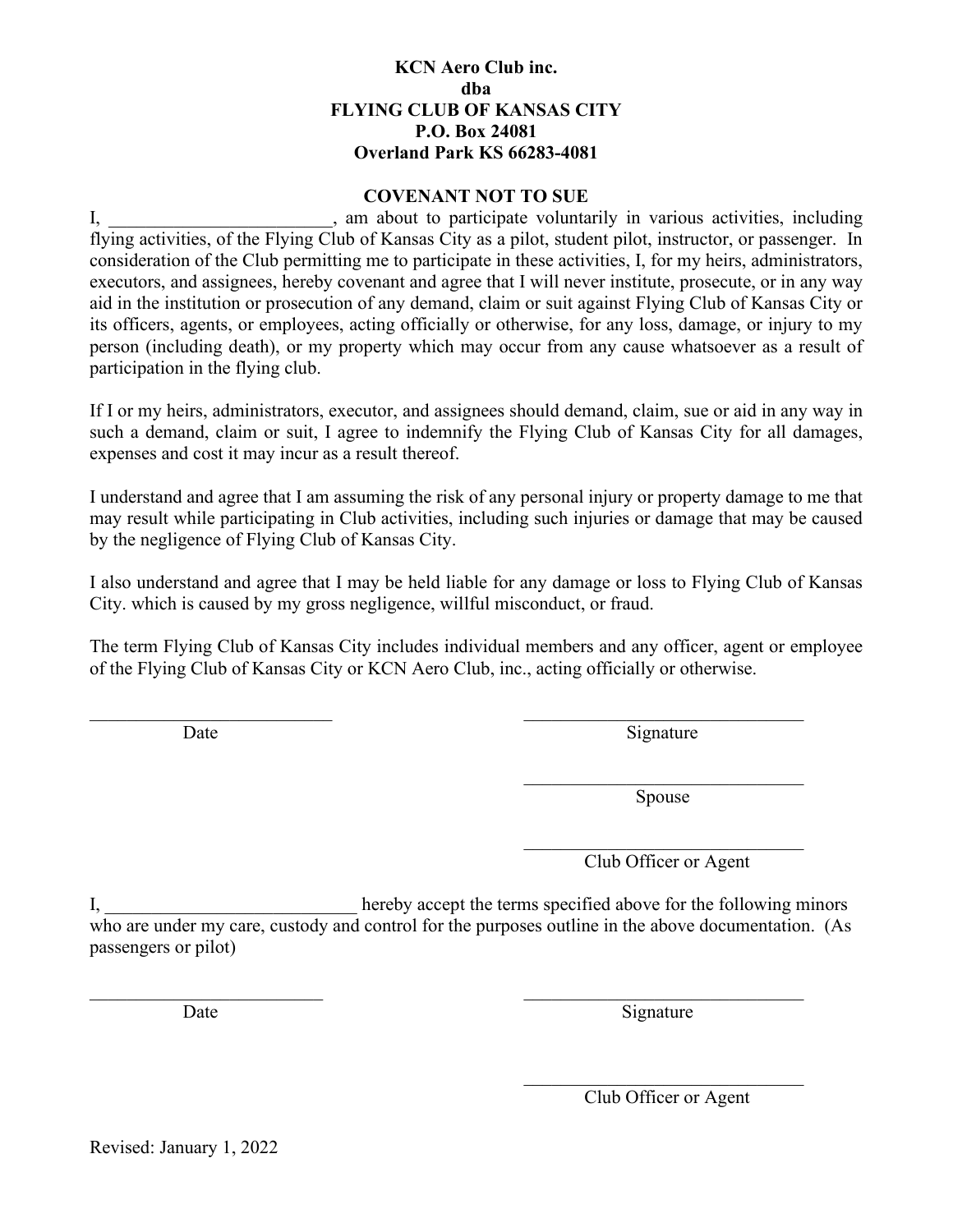**KCN Aero Club inc.**
**dba**
**FLYING CLUB OF KANSAS CITY**
**P.O. Box 24081**
**Overland Park KS 66283-4081**

**COVENANT NOT TO SUE**

I, ________________________, am about to participate voluntarily in various activities, including flying activities, of the Flying Club of Kansas City as a pilot, student pilot, instructor, or passenger. In consideration of the Club permitting me to participate in these activities, I, for my heirs, administrators, executors, and assignees, hereby covenant and agree that I will never institute, prosecute, or in any way aid in the institution or prosecution of any demand, claim or suit against Flying Club of Kansas City or its officers, agents, or employees, acting officially or otherwise, for any loss, damage, or injury to my person (including death), or my property which may occur from any cause whatsoever as a result of participation in the flying club.

If I or my heirs, administrators, executor, and assignees should demand, claim, sue or aid in any way in such a demand, claim or suit, I agree to indemnify the Flying Club of Kansas City for all damages, expenses and cost it may incur as a result thereof.

I understand and agree that I am assuming the risk of any personal injury or property damage to me that may result while participating in Club activities, including such injuries or damage that may be caused by the negligence of Flying Club of Kansas City.

I also understand and agree that I may be held liable for any damage or loss to Flying Club of Kansas City. which is caused by my gross negligence, willful misconduct, or fraud.

The term Flying Club of Kansas City includes individual members and any officer, agent or employee of the Flying Club of Kansas City or KCN Aero Club, inc., acting officially or otherwise.

___________________________ Date

_______________________________ Signature

_______________________________ Spouse

_______________________________ Club Officer or Agent

I, ___________________________ hereby accept the terms specified above for the following minors who are under my care, custody and control for the purposes outline in the above documentation. (As passengers or pilot)

__________________________ Date

_______________________________ Signature

_______________________________ Club Officer or Agent

Revised: January 1, 2022